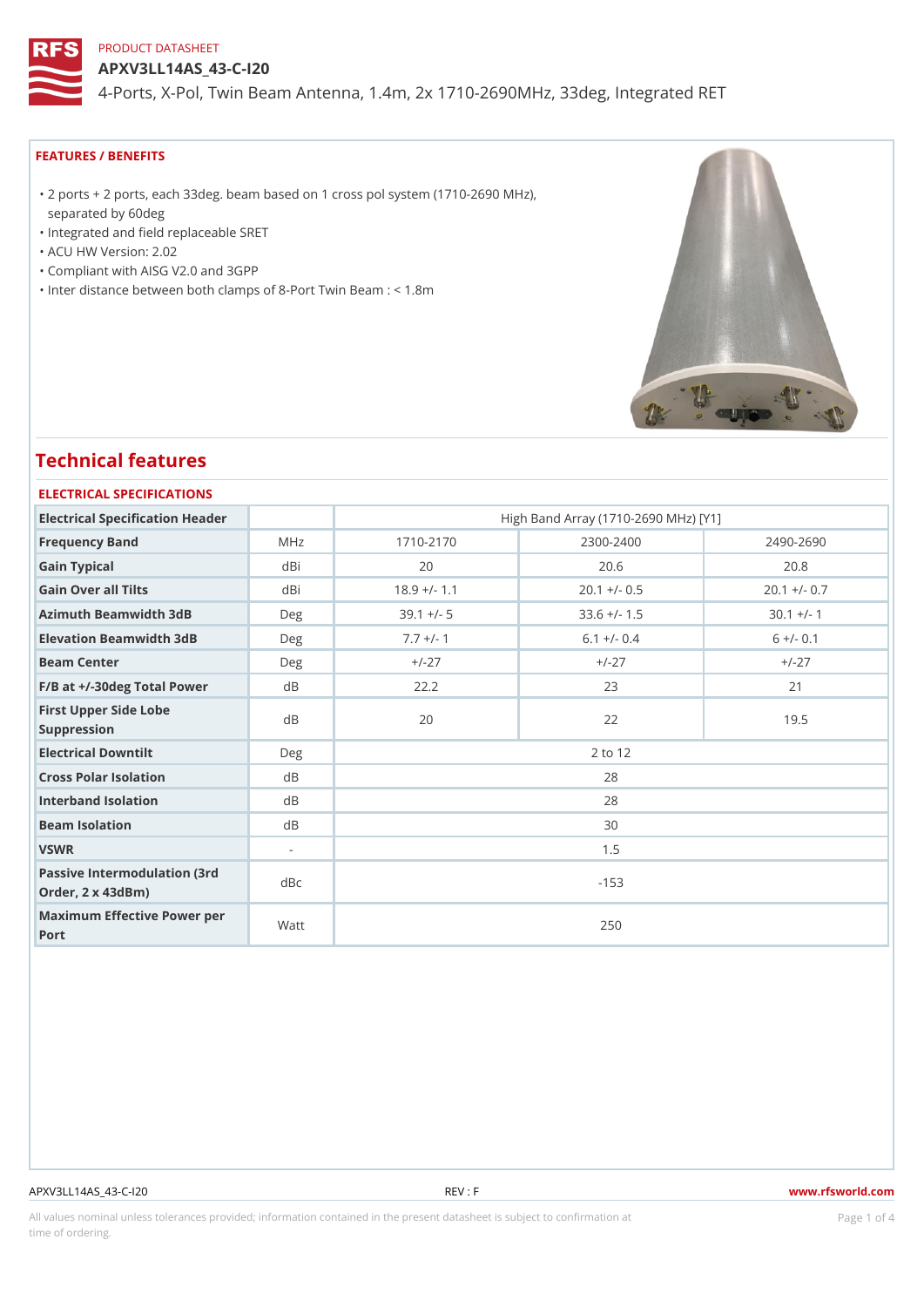PRODUCT DATASHEET

# APXV3LL14AS_43-C-I20

4-Ports, X-Pol, Twin Beam Antenna, 1.4m, 2x 1710-2690MHz, 33deg, Integrated RET

## FEATURES / BENEFITS

- 2 ports + 2 ports, each 33deg. beam based on 1 cross pol system (1710-2690 MHz), separated by 60deg
- Integrated and field replaceable SRET
- ACU HW Version: 2.02
- Compliant with AISG V2.0 and 3GPP
- Inter distance between both clamps of 8-Port Twin Beam : < 1.8m

## Technical features

### ELECTRICAL SPECIFICATIONS

| Electrical Specification Header | | High Band Array (1710-2690 MHz) [Y1] | | |
|---|---|---|---|---|
| Frequency Band | MHz | 1710-2170 | 2300-2400 | 2490-2690 |
| Gain Typical | dBi | 20 | 20.6 | 20.8 |
| Gain Over all Tilts | dBi | 18.9 +/- 1.1 | 20.1 +/- 0.5 | 20.1 +/- 0.7 |
| Azimuth Beamwidth 3dB | Deg | 39.1 +/- 5 | 33.6 +/- 1.5 | 30.1 +/- 1 |
| Elevation Beamwidth 3dB | Deg | 7.7 +/- 1 | 6.1 +/- 0.4 | 6 +/- 0.1 |
| Beam Center | Deg | +/-27 | +/-27 | +/-27 |
| F/B at +/-30deg Total Power | dB | 22.2 | 23 | 21 |
| First Upper Side Lobe Suppression | dB | 20 | 22 | 19.5 |
| Electrical Downtilt | Deg | 2 to 12 | | |
| Cross Polar Isolation | dB | 28 | | |
| Interband Isolation | dB | 28 | | |
| Beam Isolation | dB | 30 | | |
| VSWR | - | 1.5 | | |
| Passive Intermodulation (3rd Order, 2 x 43dBm) | dBc | -153 | | |
| Maximum Effective Power per Port | Watt | 250 | | |

All values nominal unless tolerances provided; information contained in the present datasheet is subject to confirmation at time of ordering.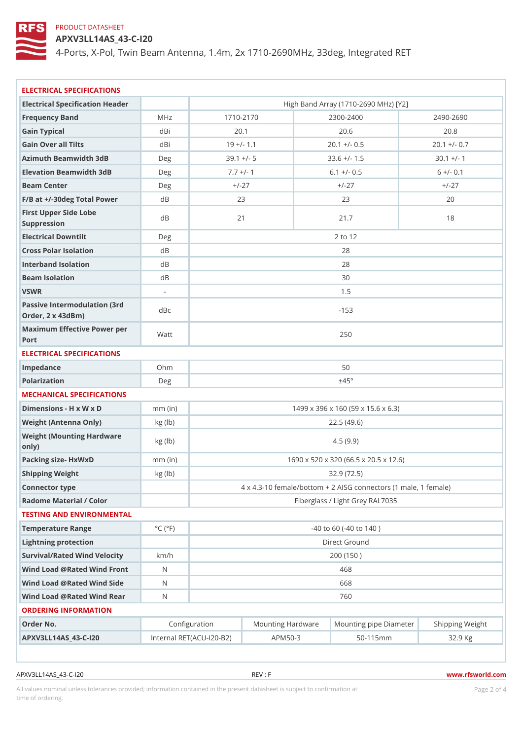PRODUCT DATASHEET

# APXV3LL14AS_43-C-I20

4-Ports, X-Pol, Twin Beam Antenna, 1.4m, 2x 1710-2690MHz, 33deg, Integrated RET

## ELECTRICAL SPECIFICATIONS

| Electrical Specification Header | | High Band Array (1710-2690 MHz) [Y2] | | |
|---|---|---|---|---|
| Frequency Band | MHz | 1710-2170 | 2300-2400 | 2490-2690 |
| Gain Typical | dBi | 20.1 | 20.6 | 20.8 |
| Gain Over all Tilts | dBi | 19 +/- 1.1 | 20.1 +/- 0.5 | 20.1 +/- 0.7 |
| Azimuth Beamwidth 3dB | Deg | 39.1 +/- 5 | 33.6 +/- 1.5 | 30.1 +/- 1 |
| Elevation Beamwidth 3dB | Deg | 7.7 +/- 1 | 6.1 +/- 0.5 | 6 +/- 0.1 |
| Beam Center | Deg | +/-27 | +/-27 | +/-27 |
| F/B at +/-30deg Total Power | dB | 23 | 23 | 20 |
| First Upper Side Lobe Suppression | dB | 21 | 21.7 | 18 |
| Electrical Downtilt | Deg | 2 to 12 | | |
| Cross Polar Isolation | dB | 28 | | |
| Interband Isolation | dB | 28 | | |
| Beam Isolation | dB | 30 | | |
| VSWR | - | 1.5 | | |
| Passive Intermodulation (3rd Order, 2 x 43dBm) | dBc | -153 | | |
| Maximum Effective Power per Port | Watt | 250 | | |

## ELECTRICAL SPECIFICATIONS

| | | |
|---|---|---|
| Impedance | Ohm | 50 |
| Polarization | Deg | ±45° |

## MECHANICAL SPECIFICATIONS

| | | |
|---|---|---|
| Dimensions - H x W x D | mm (in) | 1499 x 396 x 160 (59 x 15.6 x 6.3) |
| Weight (Antenna Only) | kg (lb) | 22.5 (49.6) |
| Weight (Mounting Hardware only) | kg (lb) | 4.5 (9.9) |
| Packing size- HxWxD | mm (in) | 1690 x 520 x 320 (66.5 x 20.5 x 12.6) |
| Shipping Weight | kg (lb) | 32.9 (72.5) |
| Connector type | | 4 x 4.3-10 female/bottom + 2 AISG connectors (1 male, 1 female) |
| Radome Material / Color | | Fiberglass / Light Grey RAL7035 |

## TESTING AND ENVIRONMENTAL

| | | |
|---|---|---|
| Temperature Range | °C (°F) | -40 to 60 (-40 to 140 ) |
| Lightning protection | | Direct Ground |
| Survival/Rated Wind Velocity | km/h | 200 (150 ) |
| Wind Load @Rated Wind Front | N | 468 |
| Wind Load @Rated Wind Side | N | 668 |
| Wind Load @Rated Wind Rear | N | 760 |

## ORDERING INFORMATION

| Order No. | Configuration | Mounting Hardware | Mounting pipe Diameter | Shipping Weight |
|---|---|---|---|---|
| APXV3LL14AS_43-C-I20 | Internal RET(ACU-I20-B2) | APM50-3 | 50-115mm | 32.9 Kg |

APXV3LL14AS_43-C-I20 REV : F www.rfsworld.com

All values nominal unless tolerances provided; information contained in the present datasheet is subject to confirmation at time of ordering.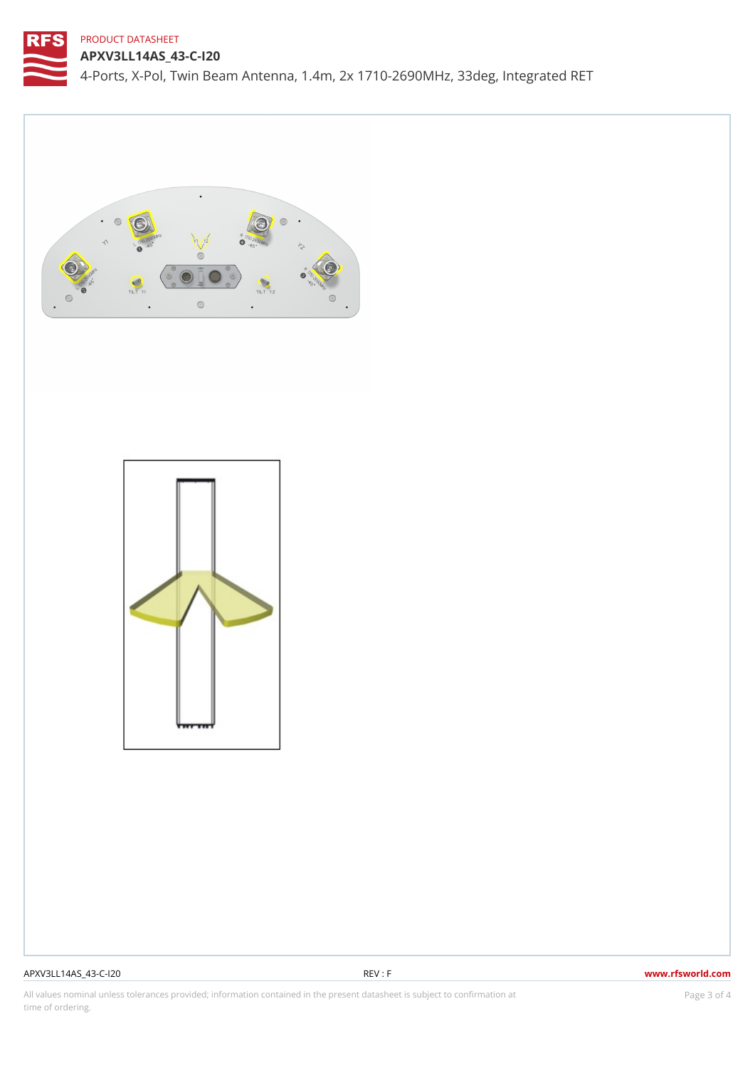PRODUCT DATASHEET

# APXV3LL14AS_43-C-I20

4-Ports, X-Pol, Twin Beam Antenna, 1.4m, 2x 1710-2690MHz, 33deg, Integrated RET

All values nominal unless tolerances provided; information contained in the present datasheet is subject to confirmation at time of ordering.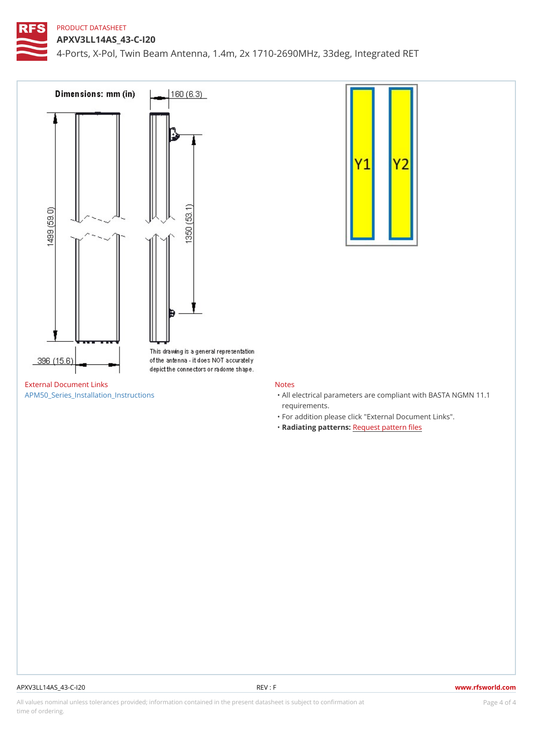PRODUCT DATASHEET

# APXV3LL14AS_43-C-I20

4-Ports, X-Pol, Twin Beam Antenna, 1.4m, 2x 1710-2690MHz, 33deg, Integrated RET

Dimensions: mm (in)

160 (6.3)

1499 (59.0)

1350 (53.1)

396 (15.6)

This drawing is a general representation of the antenna - it does NOT accurately depict the connectors or radome shape.

Y1

Y2

External Document Links

APM50_Series_Installation_Instructions

Notes

- All electrical parameters are compliant with BASTA NGMN 11.1 requirements.
- For addition please click "External Document Links".
- **Radiating patterns:** Request pattern files

APXV3LL14AS_43-C-I20 REV : F www.rfsworld.com

All values nominal unless tolerances provided; information contained in the present datasheet is subject to confirmation at time of ordering.